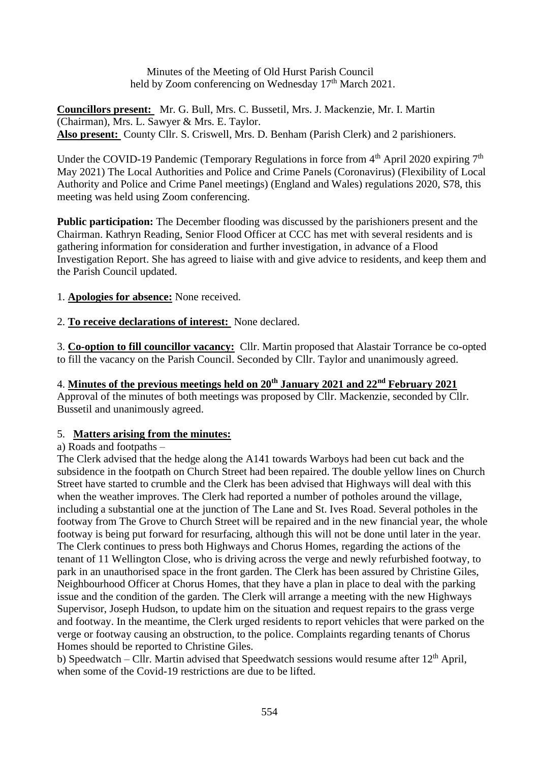Minutes of the Meeting of Old Hurst Parish Council
held by Zoom conferencing on Wednesday 17th March 2021.

**Councillors present:** Mr. G. Bull, Mrs. C. Bussetil, Mrs. J. Mackenzie, Mr. I. Martin (Chairman), Mrs. L. Sawyer & Mrs. E. Taylor.
**Also present:** County Cllr. S. Criswell, Mrs. D. Benham (Parish Clerk) and 2 parishioners.

Under the COVID-19 Pandemic (Temporary Regulations in force from 4th April 2020 expiring 7th May 2021) The Local Authorities and Police and Crime Panels (Coronavirus) (Flexibility of Local Authority and Police and Crime Panel meetings) (England and Wales) regulations 2020, S78, this meeting was held using Zoom conferencing.

**Public participation:** The December flooding was discussed by the parishioners present and the Chairman. Kathryn Reading, Senior Flood Officer at CCC has met with several residents and is gathering information for consideration and further investigation, in advance of a Flood Investigation Report. She has agreed to liaise with and give advice to residents, and keep them and the Parish Council updated.

1. **Apologies for absence:** None received.

2. **To receive declarations of interest:** None declared.

3. **Co-option to fill councillor vacancy:** Cllr. Martin proposed that Alastair Torrance be co-opted to fill the vacancy on the Parish Council. Seconded by Cllr. Taylor and unanimously agreed.

4. **Minutes of the previous meetings held on 20th January 2021 and 22nd February 2021**
Approval of the minutes of both meetings was proposed by Cllr. Mackenzie, seconded by Cllr. Bussetil and unanimously agreed.

5. **Matters arising from the minutes:**

a) Roads and footpaths –
The Clerk advised that the hedge along the A141 towards Warboys had been cut back and the subsidence in the footpath on Church Street had been repaired. The double yellow lines on Church Street have started to crumble and the Clerk has been advised that Highways will deal with this when the weather improves. The Clerk had reported a number of potholes around the village, including a substantial one at the junction of The Lane and St. Ives Road. Several potholes in the footway from The Grove to Church Street will be repaired and in the new financial year, the whole footway is being put forward for resurfacing, although this will not be done until later in the year. The Clerk continues to press both Highways and Chorus Homes, regarding the actions of the tenant of 11 Wellington Close, who is driving across the verge and newly refurbished footway, to park in an unauthorised space in the front garden. The Clerk has been assured by Christine Giles, Neighbourhood Officer at Chorus Homes, that they have a plan in place to deal with the parking issue and the condition of the garden. The Clerk will arrange a meeting with the new Highways Supervisor, Joseph Hudson, to update him on the situation and request repairs to the grass verge and footway. In the meantime, the Clerk urged residents to report vehicles that were parked on the verge or footway causing an obstruction, to the police. Complaints regarding tenants of Chorus Homes should be reported to Christine Giles.

b) Speedwatch – Cllr. Martin advised that Speedwatch sessions would resume after 12th April, when some of the Covid-19 restrictions are due to be lifted.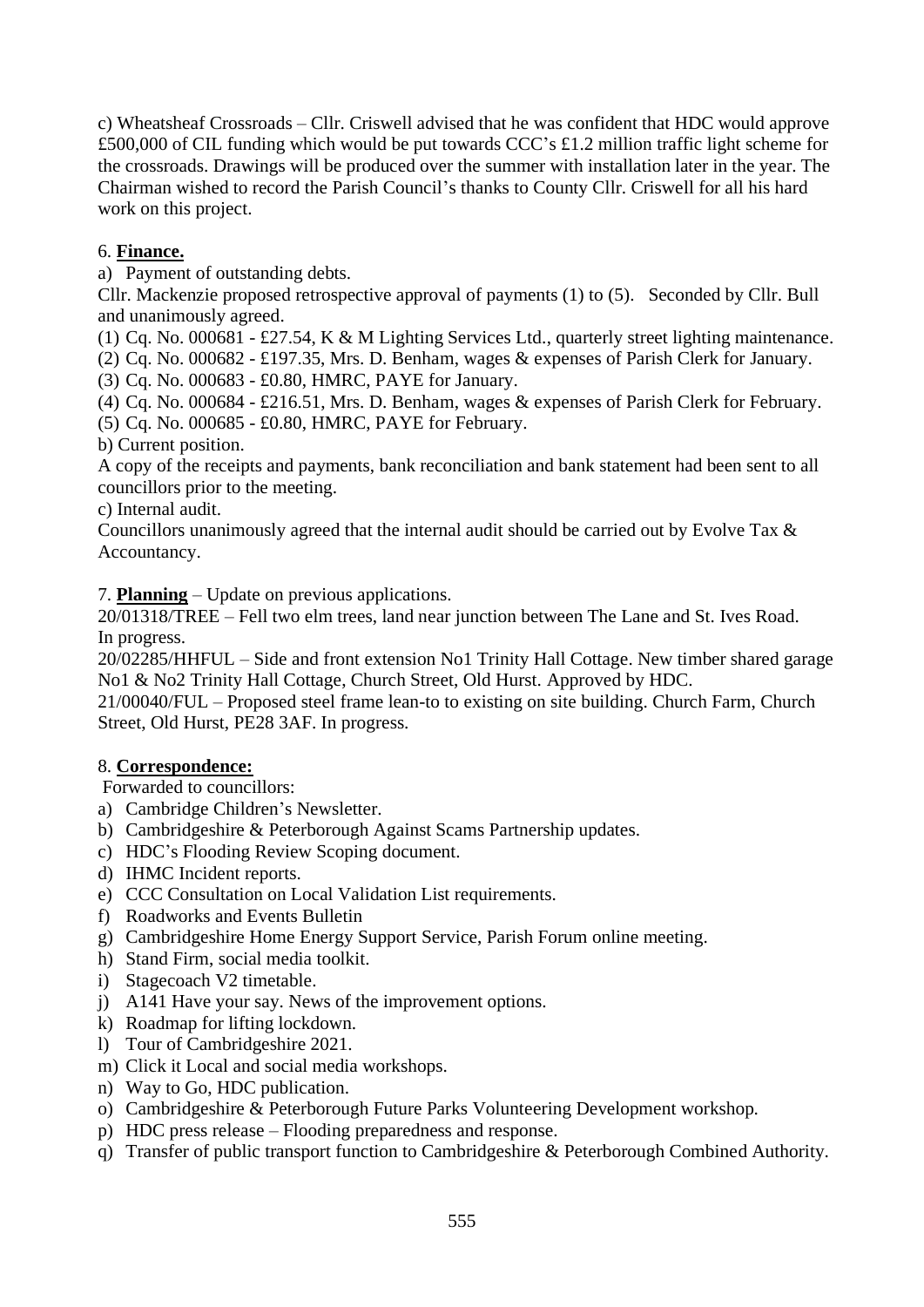c) Wheatsheaf Crossroads – Cllr. Criswell advised that he was confident that HDC would approve £500,000 of CIL funding which would be put towards CCC's £1.2 million traffic light scheme for the crossroads. Drawings will be produced over the summer with installation later in the year. The Chairman wished to record the Parish Council's thanks to County Cllr. Criswell for all his hard work on this project.

6. **Finance.**

a) Payment of outstanding debts.

Cllr. Mackenzie proposed retrospective approval of payments (1) to (5). Seconded by Cllr. Bull and unanimously agreed.

(1) Cq. No. 000681 - £27.54, K & M Lighting Services Ltd., quarterly street lighting maintenance.
(2) Cq. No. 000682 - £197.35, Mrs. D. Benham, wages & expenses of Parish Clerk for January.
(3) Cq. No. 000683 - £0.80, HMRC, PAYE for January.
(4) Cq. No. 000684 - £216.51, Mrs. D. Benham, wages & expenses of Parish Clerk for February.
(5) Cq. No. 000685 - £0.80, HMRC, PAYE for February.

b) Current position.

A copy of the receipts and payments, bank reconciliation and bank statement had been sent to all councillors prior to the meeting.

c) Internal audit.

Councillors unanimously agreed that the internal audit should be carried out by Evolve Tax & Accountancy.

7. **Planning** – Update on previous applications.

20/01318/TREE – Fell two elm trees, land near junction between The Lane and St. Ives Road. In progress.

20/02285/HHFUL – Side and front extension No1 Trinity Hall Cottage. New timber shared garage No1 & No2 Trinity Hall Cottage, Church Street, Old Hurst. Approved by HDC.

21/00040/FUL – Proposed steel frame lean-to to existing on site building. Church Farm, Church Street, Old Hurst, PE28 3AF. In progress.

8. **Correspondence:**

Forwarded to councillors:

a) Cambridge Children's Newsletter.
b) Cambridgeshire & Peterborough Against Scams Partnership updates.
c) HDC's Flooding Review Scoping document.
d) IHMC Incident reports.
e) CCC Consultation on Local Validation List requirements.
f) Roadworks and Events Bulletin
g) Cambridgeshire Home Energy Support Service, Parish Forum online meeting.
h) Stand Firm, social media toolkit.
i) Stagecoach V2 timetable.
j) A141 Have your say. News of the improvement options.
k) Roadmap for lifting lockdown.
l) Tour of Cambridgeshire 2021.
m) Click it Local and social media workshops.
n) Way to Go, HDC publication.
o) Cambridgeshire & Peterborough Future Parks Volunteering Development workshop.
p) HDC press release – Flooding preparedness and response.
q) Transfer of public transport function to Cambridgeshire & Peterborough Combined Authority.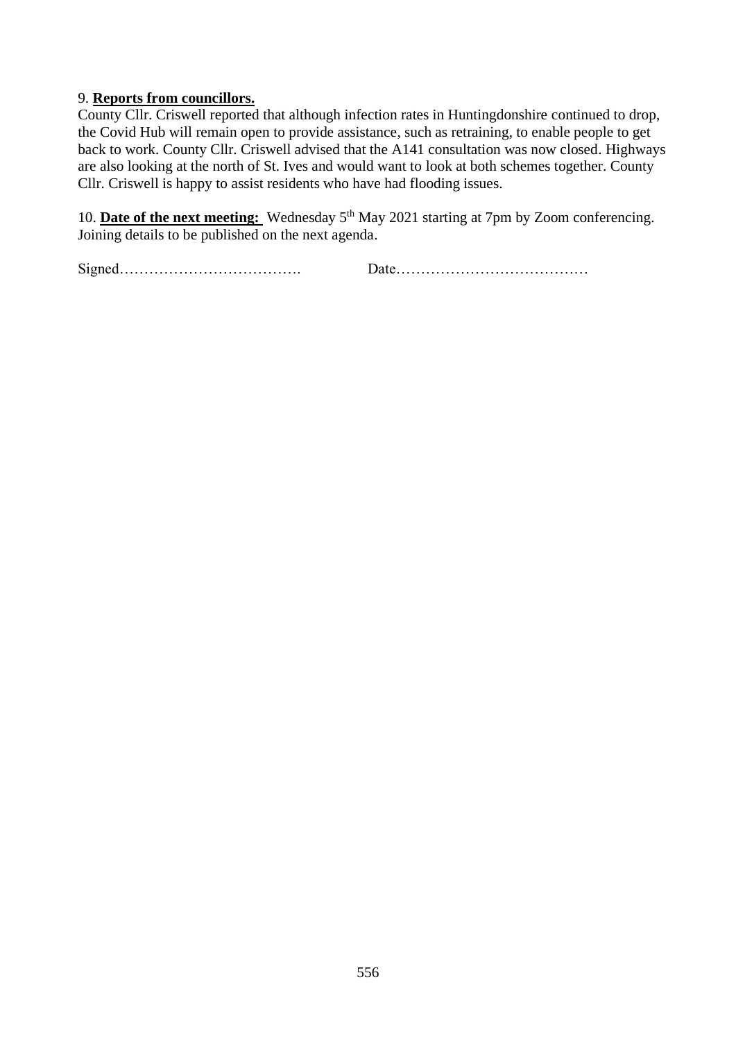9. **Reports from councillors.**
County Cllr. Criswell reported that although infection rates in Huntingdonshire continued to drop, the Covid Hub will remain open to provide assistance, such as retraining, to enable people to get back to work. County Cllr. Criswell advised that the A141 consultation was now closed. Highways are also looking at the north of St. Ives and would want to look at both schemes together. County Cllr. Criswell is happy to assist residents who have had flooding issues.

10. **Date of the next meeting:** Wednesday 5th May 2021 starting at 7pm by Zoom conferencing. Joining details to be published on the next agenda.

Signed………………………………. Date…………………………………